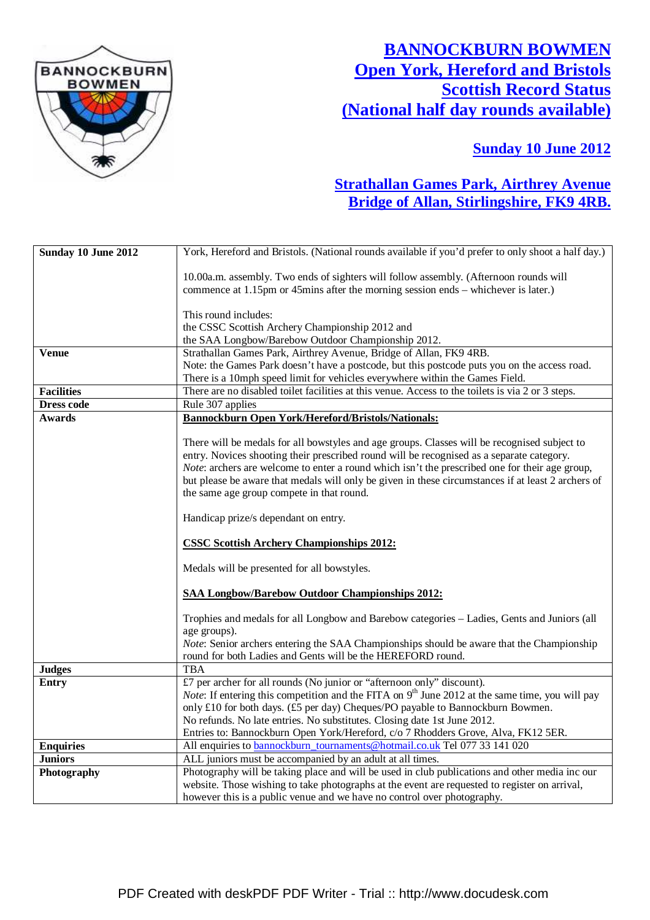# BANNOCKBURN BOWMEN
# Open York, Hereford and Bristols
# Scottish Record Status
# (National half day rounds available)

## Sunday 10 June 2012

## Strathallan Games Park, Airthrey Avenue Bridge of Allan, Stirlingshire, FK9 4RB.

| | |
|---|---|
| **Sunday 10 June 2012** | York, Hereford and Bristols. (National rounds available if you'd prefer to only shoot a half day.)<br><br>10.00a.m. assembly. Two ends of sighters will follow assembly. (Afternoon rounds will commence at 1.15pm or 45mins after the morning session ends – whichever is later.)<br><br>This round includes:<br>the CSSC Scottish Archery Championship 2012 and<br>the SAA Longbow/Barebow Outdoor Championship 2012. |
| **Venue** | Strathallan Games Park, Airthrey Avenue, Bridge of Allan, FK9 4RB.<br>Note: the Games Park doesn't have a postcode, but this postcode puts you on the access road. There is a 10mph speed limit for vehicles everywhere within the Games Field. |
| **Facilities** | There are no disabled toilet facilities at this venue. Access to the toilets is via 2 or 3 steps. |
| **Dress code** | Rule 307 applies |
| **Awards** | **Bannockburn Open York/Hereford/Bristols/Nationals:**<br><br>There will be medals for all bowstyles and age groups. Classes will be recognised subject to entry. Novices shooting their prescribed round will be recognised as a separate category.<br>*Note*: archers are welcome to enter a round which isn't the prescribed one for their age group, but please be aware that medals will only be given in these circumstances if at least 2 archers of the same age group compete in that round.<br><br>Handicap prize/s dependant on entry.<br><br>**CSSC Scottish Archery Championships 2012:**<br><br>Medals will be presented for all bowstyles.<br><br>**SAA Longbow/Barebow Outdoor Championships 2012:**<br><br>Trophies and medals for all Longbow and Barebow categories – Ladies, Gents and Juniors (all age groups).<br>*Note*: Senior archers entering the SAA Championships should be aware that the Championship round for both Ladies and Gents will be the HEREFORD round. |
| **Judges** | TBA |
| **Entry** | £7 per archer for all rounds (No junior or "afternoon only" discount).<br>*Note*: If entering this competition and the FITA on 9th June 2012 at the same time, you will pay only £10 for both days. (£5 per day) Cheques/PO payable to Bannockburn Bowmen.<br>No refunds. No late entries. No substitutes. Closing date 1st June 2012.<br>Entries to: Bannockburn Open York/Hereford, c/o 7 Rhodders Grove, Alva, FK12 5ER. |
| **Enquiries** | All enquiries to bannockburn_tournaments@hotmail.co.uk Tel 077 33 141 020 |
| **Juniors** | ALL juniors must be accompanied by an adult at all times. |
| **Photography** | Photography will be taking place and will be used in club publications and other media inc our website. Those wishing to take photographs at the event are requested to register on arrival, however this is a public venue and we have no control over photography. |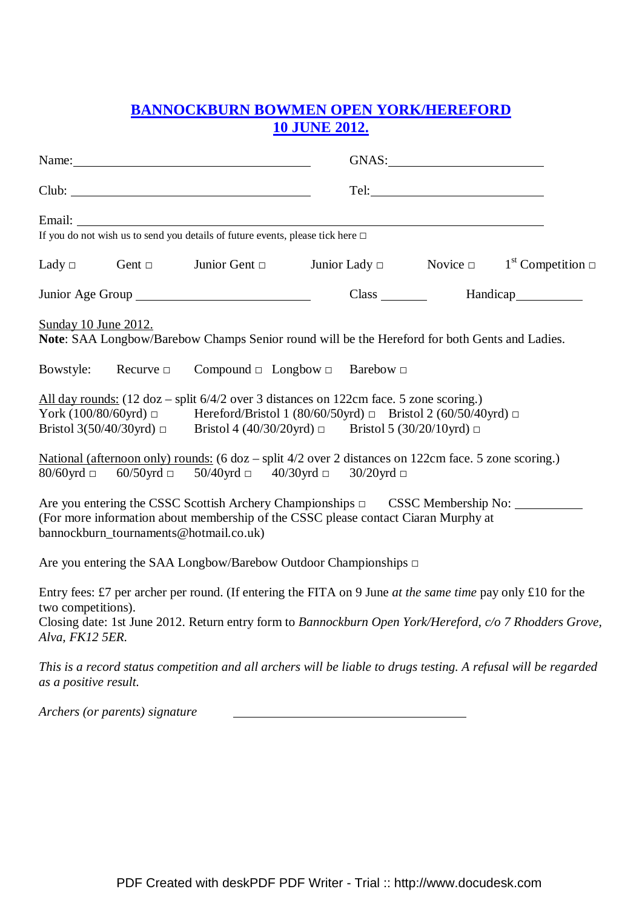# BANNOCKBURN BOWMEN OPEN YORK/HEREFORD
# 10 JUNE 2012.

Name:______________________________ GNAS:____________________

Club: ______________________________ Tel:______________________

Email: ____________________________________________________________

If you do not wish us to send you details of future events, please tick here □

Lady □ Gent □ Junior Gent □ Junior Lady □ Novice □ 1st Competition □

Junior Age Group ______________________ Class ______ Handicap_________

Sunday 10 June 2012.

**Note**: SAA Longbow/Barebow Champs Senior round will be the Hereford for both Gents and Ladies.

Bowstyle: Recurve □ Compound □ Longbow □ Barebow □

All day rounds: (12 doz – split 6/4/2 over 3 distances on 122cm face. 5 zone scoring.)

York (100/80/60yrd) □ Hereford/Bristol 1 (80/60/50yrd) □ Bristol 2 (60/50/40yrd) □
Bristol 3(50/40/30yrd) □ Bristol 4 (40/30/20yrd) □ Bristol 5 (30/20/10yrd) □

National (afternoon only) rounds: (6 doz – split 4/2 over 2 distances on 122cm face. 5 zone scoring.)

80/60yrd □ 60/50yrd □ 50/40yrd □ 40/30yrd □ 30/20yrd □

Are you entering the CSSC Scottish Archery Championships □ CSSC Membership No: _________
(For more information about membership of the CSSC please contact Ciaran Murphy at bannockburn_tournaments@hotmail.co.uk)

Are you entering the SAA Longbow/Barebow Outdoor Championships □

Entry fees: £7 per archer per round. (If entering the FITA on 9 June *at the same time* pay only £10 for the two competitions).
Closing date: 1st June 2012. Return entry form to *Bannockburn Open York/Hereford, c/o 7 Rhodders Grove, Alva, FK12 5ER.*

*This is a record status competition and all archers will be liable to drugs testing. A refusal will be regarded as a positive result.*

*Archers (or parents) signature* ______________________________